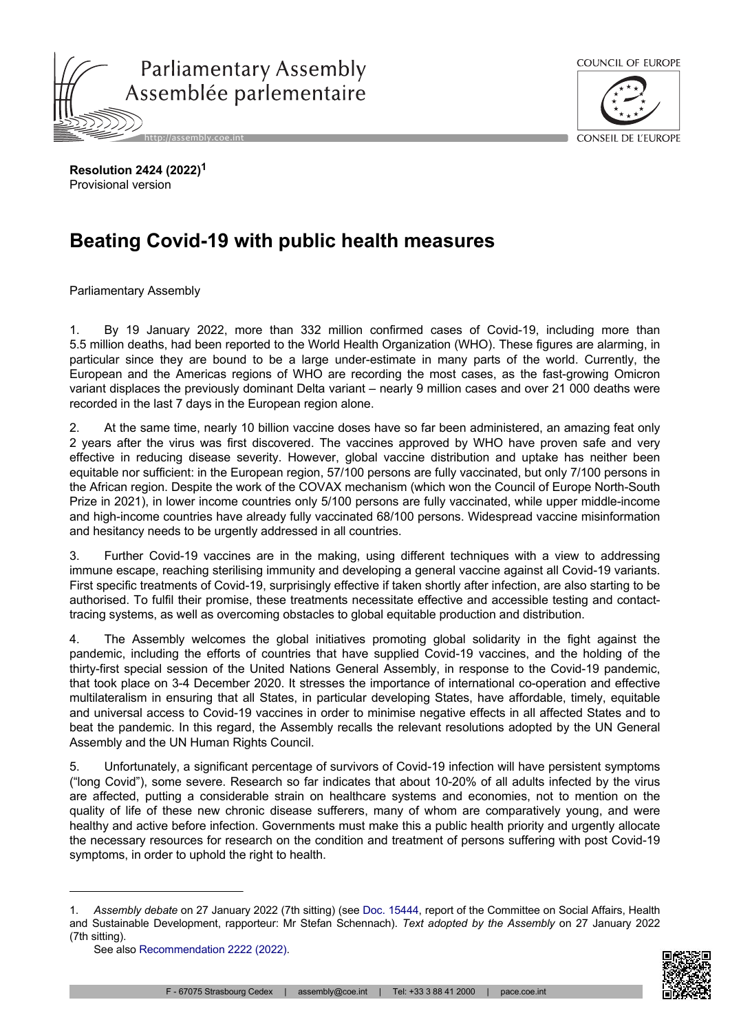**Resolution 2424 (2022)**[1]
Provisional version

# Beating Covid-19 with public health measures

Parliamentary Assembly

1. By 19 January 2022, more than 332 million confirmed cases of Covid-19, including more than 5.5 million deaths, had been reported to the World Health Organization (WHO). These figures are alarming, in particular since they are bound to be a large under-estimate in many parts of the world. Currently, the European and the Americas regions of WHO are recording the most cases, as the fast-growing Omicron variant displaces the previously dominant Delta variant – nearly 9 million cases and over 21 000 deaths were recorded in the last 7 days in the European region alone.

2. At the same time, nearly 10 billion vaccine doses have so far been administered, an amazing feat only 2 years after the virus was first discovered. The vaccines approved by WHO have proven safe and very effective in reducing disease severity. However, global vaccine distribution and uptake has neither been equitable nor sufficient: in the European region, 57/100 persons are fully vaccinated, but only 7/100 persons in the African region. Despite the work of the COVAX mechanism (which won the Council of Europe North-South Prize in 2021), in lower income countries only 5/100 persons are fully vaccinated, while upper middle-income and high-income countries have already fully vaccinated 68/100 persons. Widespread vaccine misinformation and hesitancy needs to be urgently addressed in all countries.

3. Further Covid-19 vaccines are in the making, using different techniques with a view to addressing immune escape, reaching sterilising immunity and developing a general vaccine against all Covid-19 variants. First specific treatments of Covid-19, surprisingly effective if taken shortly after infection, are also starting to be authorised. To fulfil their promise, these treatments necessitate effective and accessible testing and contact-tracing systems, as well as overcoming obstacles to global equitable production and distribution.

4. The Assembly welcomes the global initiatives promoting global solidarity in the fight against the pandemic, including the efforts of countries that have supplied Covid-19 vaccines, and the holding of the thirty-first special session of the United Nations General Assembly, in response to the Covid-19 pandemic, that took place on 3-4 December 2020. It stresses the importance of international co-operation and effective multilateralism in ensuring that all States, in particular developing States, have affordable, timely, equitable and universal access to Covid-19 vaccines in order to minimise negative effects in all affected States and to beat the pandemic. In this regard, the Assembly recalls the relevant resolutions adopted by the UN General Assembly and the UN Human Rights Council.

5. Unfortunately, a significant percentage of survivors of Covid-19 infection will have persistent symptoms ("long Covid"), some severe. Research so far indicates that about 10-20% of all adults infected by the virus are affected, putting a considerable strain on healthcare systems and economies, not to mention on the quality of life of these new chronic disease sufferers, many of whom are comparatively young, and were healthy and active before infection. Governments must make this a public health priority and urgently allocate the necessary resources for research on the condition and treatment of persons suffering with post Covid-19 symptoms, in order to uphold the right to health.

---

1. *Assembly debate* on 27 January 2022 (7th sitting) (see Doc. 15444, report of the Committee on Social Affairs, Health and Sustainable Development, rapporteur: Mr Stefan Schennach). *Text adopted by the Assembly* on 27 January 2022 (7th sitting).

See also Recommendation 2222 (2022).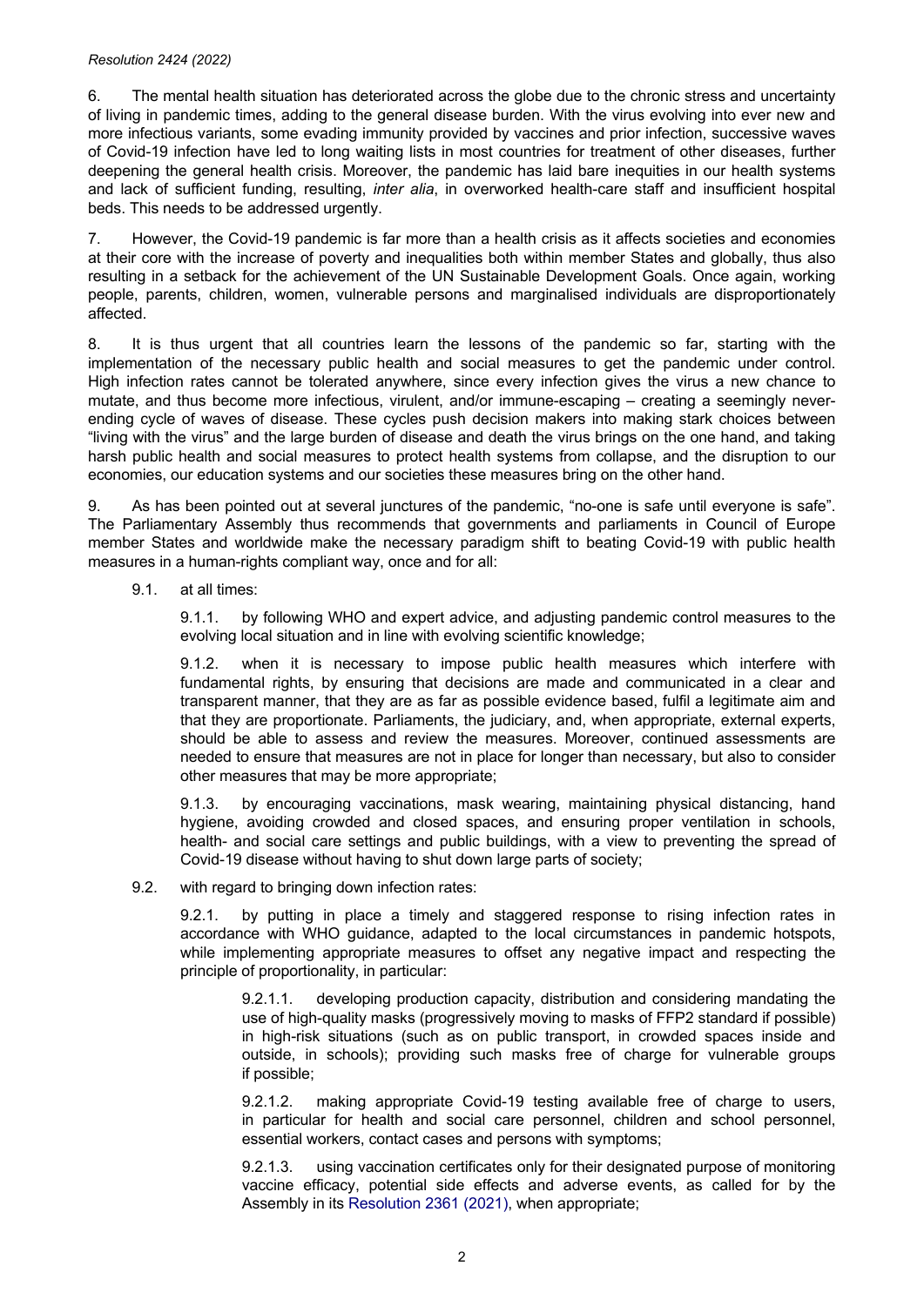6. The mental health situation has deteriorated across the globe due to the chronic stress and uncertainty of living in pandemic times, adding to the general disease burden. With the virus evolving into ever new and more infectious variants, some evading immunity provided by vaccines and prior infection, successive waves of Covid-19 infection have led to long waiting lists in most countries for treatment of other diseases, further deepening the general health crisis. Moreover, the pandemic has laid bare inequities in our health systems and lack of sufficient funding, resulting, *inter alia*, in overworked health-care staff and insufficient hospital beds. This needs to be addressed urgently.

7. However, the Covid-19 pandemic is far more than a health crisis as it affects societies and economies at their core with the increase of poverty and inequalities both within member States and globally, thus also resulting in a setback for the achievement of the UN Sustainable Development Goals. Once again, working people, parents, children, women, vulnerable persons and marginalised individuals are disproportionately affected.

8. It is thus urgent that all countries learn the lessons of the pandemic so far, starting with the implementation of the necessary public health and social measures to get the pandemic under control. High infection rates cannot be tolerated anywhere, since every infection gives the virus a new chance to mutate, and thus become more infectious, virulent, and/or immune-escaping – creating a seemingly never-ending cycle of waves of disease. These cycles push decision makers into making stark choices between "living with the virus" and the large burden of disease and death the virus brings on the one hand, and taking harsh public health and social measures to protect health systems from collapse, and the disruption to our economies, our education systems and our societies these measures bring on the other hand.

9. As has been pointed out at several junctures of the pandemic, "no-one is safe until everyone is safe". The Parliamentary Assembly thus recommends that governments and parliaments in Council of Europe member States and worldwide make the necessary paradigm shift to beating Covid-19 with public health measures in a human-rights compliant way, once and for all:

9.1. at all times:

9.1.1. by following WHO and expert advice, and adjusting pandemic control measures to the evolving local situation and in line with evolving scientific knowledge;

9.1.2. when it is necessary to impose public health measures which interfere with fundamental rights, by ensuring that decisions are made and communicated in a clear and transparent manner, that they are as far as possible evidence based, fulfil a legitimate aim and that they are proportionate. Parliaments, the judiciary, and, when appropriate, external experts, should be able to assess and review the measures. Moreover, continued assessments are needed to ensure that measures are not in place for longer than necessary, but also to consider other measures that may be more appropriate;

9.1.3. by encouraging vaccinations, mask wearing, maintaining physical distancing, hand hygiene, avoiding crowded and closed spaces, and ensuring proper ventilation in schools, health- and social care settings and public buildings, with a view to preventing the spread of Covid-19 disease without having to shut down large parts of society;

9.2. with regard to bringing down infection rates:

9.2.1. by putting in place a timely and staggered response to rising infection rates in accordance with WHO guidance, adapted to the local circumstances in pandemic hotspots, while implementing appropriate measures to offset any negative impact and respecting the principle of proportionality, in particular:

9.2.1.1. developing production capacity, distribution and considering mandating the use of high-quality masks (progressively moving to masks of FFP2 standard if possible) in high-risk situations (such as on public transport, in crowded spaces inside and outside, in schools); providing such masks free of charge for vulnerable groups if possible;

9.2.1.2. making appropriate Covid-19 testing available free of charge to users, in particular for health and social care personnel, children and school personnel, essential workers, contact cases and persons with symptoms;

9.2.1.3. using vaccination certificates only for their designated purpose of monitoring vaccine efficacy, potential side effects and adverse events, as called for by the Assembly in its Resolution 2361 (2021), when appropriate;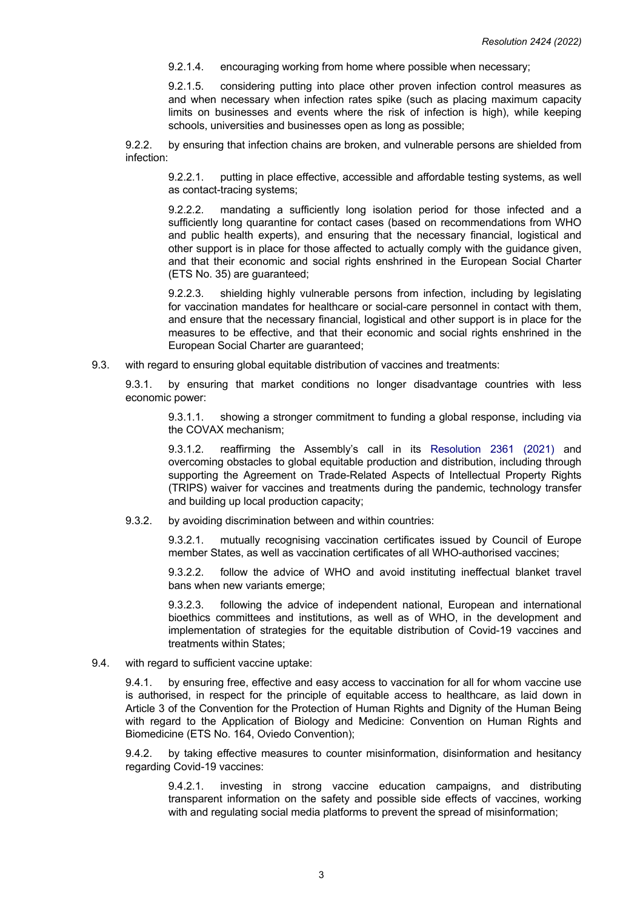9.2.1.4. encouraging working from home where possible when necessary;

9.2.1.5. considering putting into place other proven infection control measures as and when necessary when infection rates spike (such as placing maximum capacity limits on businesses and events where the risk of infection is high), while keeping schools, universities and businesses open as long as possible;

9.2.2. by ensuring that infection chains are broken, and vulnerable persons are shielded from infection:

9.2.2.1. putting in place effective, accessible and affordable testing systems, as well as contact-tracing systems;

9.2.2.2. mandating a sufficiently long isolation period for those infected and a sufficiently long quarantine for contact cases (based on recommendations from WHO and public health experts), and ensuring that the necessary financial, logistical and other support is in place for those affected to actually comply with the guidance given, and that their economic and social rights enshrined in the European Social Charter (ETS No. 35) are guaranteed;

9.2.2.3. shielding highly vulnerable persons from infection, including by legislating for vaccination mandates for healthcare or social-care personnel in contact with them, and ensure that the necessary financial, logistical and other support is in place for the measures to be effective, and that their economic and social rights enshrined in the European Social Charter are guaranteed;

9.3. with regard to ensuring global equitable distribution of vaccines and treatments:

9.3.1. by ensuring that market conditions no longer disadvantage countries with less economic power:

9.3.1.1. showing a stronger commitment to funding a global response, including via the COVAX mechanism;

9.3.1.2. reaffirming the Assembly's call in its Resolution 2361 (2021) and overcoming obstacles to global equitable production and distribution, including through supporting the Agreement on Trade-Related Aspects of Intellectual Property Rights (TRIPS) waiver for vaccines and treatments during the pandemic, technology transfer and building up local production capacity;

9.3.2. by avoiding discrimination between and within countries:

9.3.2.1. mutually recognising vaccination certificates issued by Council of Europe member States, as well as vaccination certificates of all WHO-authorised vaccines;

9.3.2.2. follow the advice of WHO and avoid instituting ineffectual blanket travel bans when new variants emerge;

9.3.2.3. following the advice of independent national, European and international bioethics committees and institutions, as well as of WHO, in the development and implementation of strategies for the equitable distribution of Covid-19 vaccines and treatments within States;

9.4. with regard to sufficient vaccine uptake:

9.4.1. by ensuring free, effective and easy access to vaccination for all for whom vaccine use is authorised, in respect for the principle of equitable access to healthcare, as laid down in Article 3 of the Convention for the Protection of Human Rights and Dignity of the Human Being with regard to the Application of Biology and Medicine: Convention on Human Rights and Biomedicine (ETS No. 164, Oviedo Convention);

9.4.2. by taking effective measures to counter misinformation, disinformation and hesitancy regarding Covid-19 vaccines:

9.4.2.1. investing in strong vaccine education campaigns, and distributing transparent information on the safety and possible side effects of vaccines, working with and regulating social media platforms to prevent the spread of misinformation;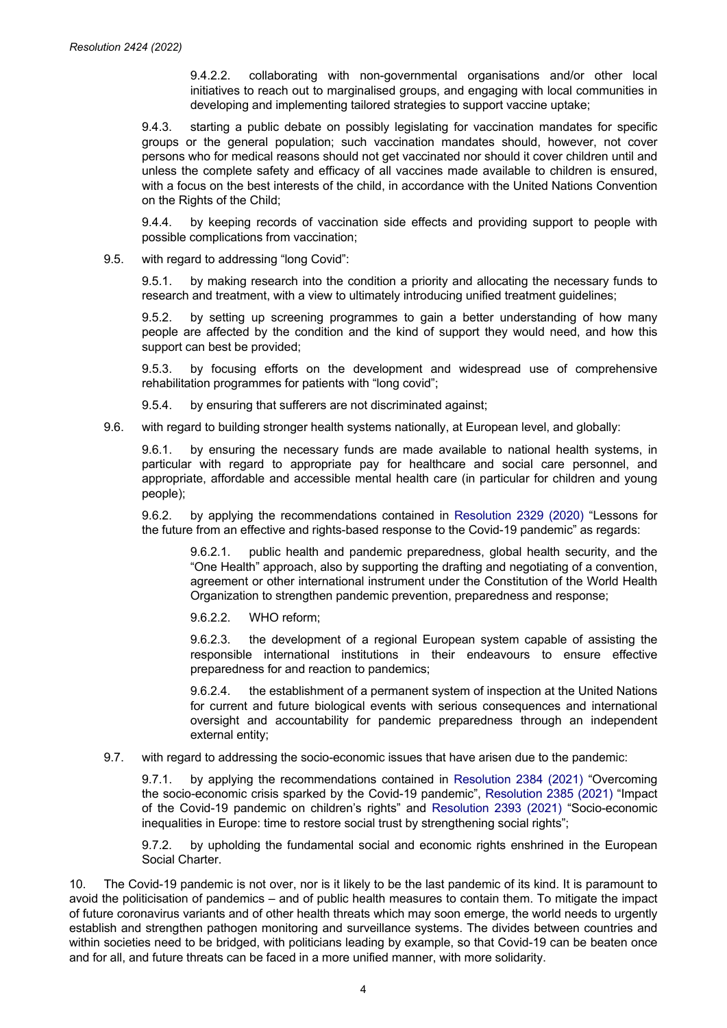9.4.2.2. collaborating with non-governmental organisations and/or other local initiatives to reach out to marginalised groups, and engaging with local communities in developing and implementing tailored strategies to support vaccine uptake;

9.4.3. starting a public debate on possibly legislating for vaccination mandates for specific groups or the general population; such vaccination mandates should, however, not cover persons who for medical reasons should not get vaccinated nor should it cover children until and unless the complete safety and efficacy of all vaccines made available to children is ensured, with a focus on the best interests of the child, in accordance with the United Nations Convention on the Rights of the Child;

9.4.4. by keeping records of vaccination side effects and providing support to people with possible complications from vaccination;

9.5. with regard to addressing "long Covid":

9.5.1. by making research into the condition a priority and allocating the necessary funds to research and treatment, with a view to ultimately introducing unified treatment guidelines;

9.5.2. by setting up screening programmes to gain a better understanding of how many people are affected by the condition and the kind of support they would need, and how this support can best be provided;

9.5.3. by focusing efforts on the development and widespread use of comprehensive rehabilitation programmes for patients with "long covid";

9.5.4. by ensuring that sufferers are not discriminated against;

9.6. with regard to building stronger health systems nationally, at European level, and globally:

9.6.1. by ensuring the necessary funds are made available to national health systems, in particular with regard to appropriate pay for healthcare and social care personnel, and appropriate, affordable and accessible mental health care (in particular for children and young people);

9.6.2. by applying the recommendations contained in Resolution 2329 (2020) "Lessons for the future from an effective and rights-based response to the Covid-19 pandemic" as regards:

9.6.2.1. public health and pandemic preparedness, global health security, and the "One Health" approach, also by supporting the drafting and negotiating of a convention, agreement or other international instrument under the Constitution of the World Health Organization to strengthen pandemic prevention, preparedness and response;

9.6.2.2. WHO reform;

9.6.2.3. the development of a regional European system capable of assisting the responsible international institutions in their endeavours to ensure effective preparedness for and reaction to pandemics;

9.6.2.4. the establishment of a permanent system of inspection at the United Nations for current and future biological events with serious consequences and international oversight and accountability for pandemic preparedness through an independent external entity;

9.7. with regard to addressing the socio-economic issues that have arisen due to the pandemic:

9.7.1. by applying the recommendations contained in Resolution 2384 (2021) "Overcoming the socio-economic crisis sparked by the Covid-19 pandemic", Resolution 2385 (2021) "Impact of the Covid-19 pandemic on children's rights" and Resolution 2393 (2021) "Socio-economic inequalities in Europe: time to restore social trust by strengthening social rights";

9.7.2. by upholding the fundamental social and economic rights enshrined in the European Social Charter.

10. The Covid-19 pandemic is not over, nor is it likely to be the last pandemic of its kind. It is paramount to avoid the politicisation of pandemics – and of public health measures to contain them. To mitigate the impact of future coronavirus variants and of other health threats which may soon emerge, the world needs to urgently establish and strengthen pathogen monitoring and surveillance systems. The divides between countries and within societies need to be bridged, with politicians leading by example, so that Covid-19 can be beaten once and for all, and future threats can be faced in a more unified manner, with more solidarity.